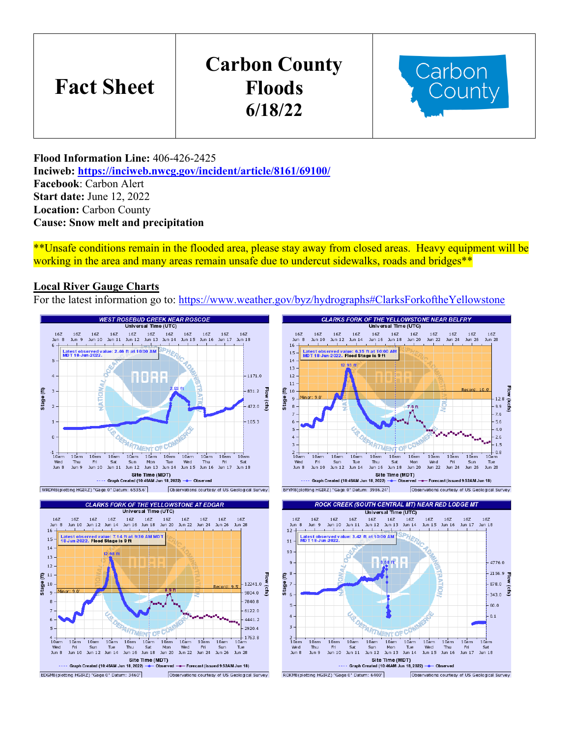| Fact Sheet | Carbon County Floods 6/18/22 | Carbon County |
| --- | --- | --- |

**Flood Information Line:** 406-426-2425
**Inciweb:** https://inciweb.nwcg.gov/incident/article/8161/69100/
**Facebook**: Carbon Alert
**Start date:** June 12, 2022
**Location:** Carbon County
**Cause: Snow melt and precipitation**

**Unsafe conditions remain in the flooded area, please stay away from closed areas. Heavy equipment will be working in the area and many areas remain unsafe due to undercut sidewalks, roads and bridges**

## Local River Gauge Charts

For the latest information go to: https://www.weather.gov/byz/hydrographs#ClarksForkoftheYellowstone

WEST ROSEBUD CREEK NEAR ROSCOE — Latest observed value: 2.46 ft at 10:00 AM MDT 18-Jun-2022.

CLARKS FORK OF THE YELLOWSTONE NEAR BELFRY — Latest observed value: 6.35 ft at 10:00 AM MDT 18-Jun-2022. Flood Stage is 9 ft

CLARKS FORK OF THE YELLOWSTONE AT EDGAR — Latest observed value: 7.14 ft at 9:30 AM MDT 18-Jun-2022. Flood Stage is 9 ft

ROCK CREEK (SOUTH CENTRAL MT) NEAR RED LODGE MT — Latest observed value: 3.42 ft at 10:00 AM MDT 18-Jun-2022.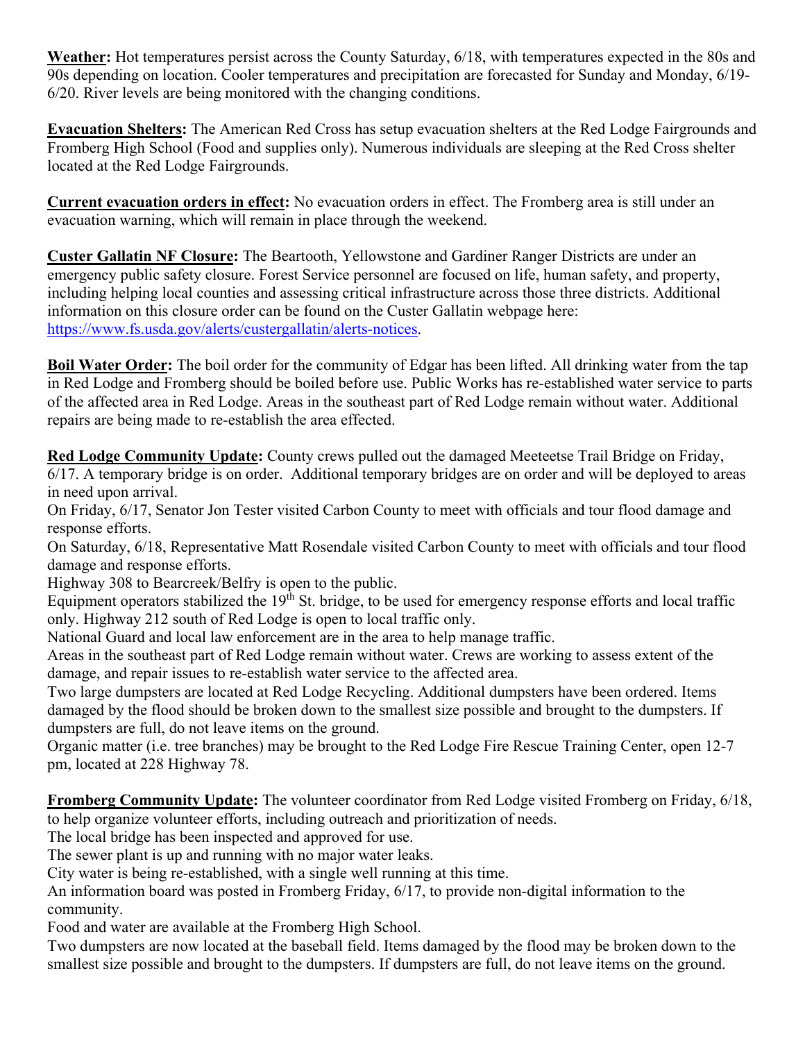**<u>Weather</u>:** Hot temperatures persist across the County Saturday, 6/18, with temperatures expected in the 80s and 90s depending on location. Cooler temperatures and precipitation are forecasted for Sunday and Monday, 6/19-6/20. River levels are being monitored with the changing conditions.

**<u>Evacuation Shelters</u>:** The American Red Cross has setup evacuation shelters at the Red Lodge Fairgrounds and Fromberg High School (Food and supplies only). Numerous individuals are sleeping at the Red Cross shelter located at the Red Lodge Fairgrounds.

**<u>Current evacuation orders in effect</u>:** No evacuation orders in effect. The Fromberg area is still under an evacuation warning, which will remain in place through the weekend.

**<u>Custer Gallatin NF Closure</u>:** The Beartooth, Yellowstone and Gardiner Ranger Districts are under an emergency public safety closure. Forest Service personnel are focused on life, human safety, and property, including helping local counties and assessing critical infrastructure across those three districts. Additional information on this closure order can be found on the Custer Gallatin webpage here: [https://www.fs.usda.gov/alerts/custergallatin/alerts-notices](https://www.fs.usda.gov/alerts/custergallatin/alerts-notices).

**<u>Boil Water Order</u>:** The boil order for the community of Edgar has been lifted. All drinking water from the tap in Red Lodge and Fromberg should be boiled before use. Public Works has re-established water service to parts of the affected area in Red Lodge. Areas in the southeast part of Red Lodge remain without water. Additional repairs are being made to re-establish the area effected.

**<u>Red Lodge Community Update</u>:** County crews pulled out the damaged Meeteetse Trail Bridge on Friday, 6/17. A temporary bridge is on order. Additional temporary bridges are on order and will be deployed to areas in need upon arrival.

On Friday, 6/17, Senator Jon Tester visited Carbon County to meet with officials and tour flood damage and response efforts.

On Saturday, 6/18, Representative Matt Rosendale visited Carbon County to meet with officials and tour flood damage and response efforts.

Highway 308 to Bearcreek/Belfry is open to the public.

Equipment operators stabilized the 19th St. bridge, to be used for emergency response efforts and local traffic only. Highway 212 south of Red Lodge is open to local traffic only.

National Guard and local law enforcement are in the area to help manage traffic.

Areas in the southeast part of Red Lodge remain without water. Crews are working to assess extent of the damage, and repair issues to re-establish water service to the affected area.

Two large dumpsters are located at Red Lodge Recycling. Additional dumpsters have been ordered. Items damaged by the flood should be broken down to the smallest size possible and brought to the dumpsters. If dumpsters are full, do not leave items on the ground.

Organic matter (i.e. tree branches) may be brought to the Red Lodge Fire Rescue Training Center, open 12-7 pm, located at 228 Highway 78.

**<u>Fromberg Community Update</u>:** The volunteer coordinator from Red Lodge visited Fromberg on Friday, 6/18, to help organize volunteer efforts, including outreach and prioritization of needs.

The local bridge has been inspected and approved for use.

The sewer plant is up and running with no major water leaks.

City water is being re-established, with a single well running at this time.

An information board was posted in Fromberg Friday, 6/17, to provide non-digital information to the community.

Food and water are available at the Fromberg High School.

Two dumpsters are now located at the baseball field. Items damaged by the flood may be broken down to the smallest size possible and brought to the dumpsters. If dumpsters are full, do not leave items on the ground.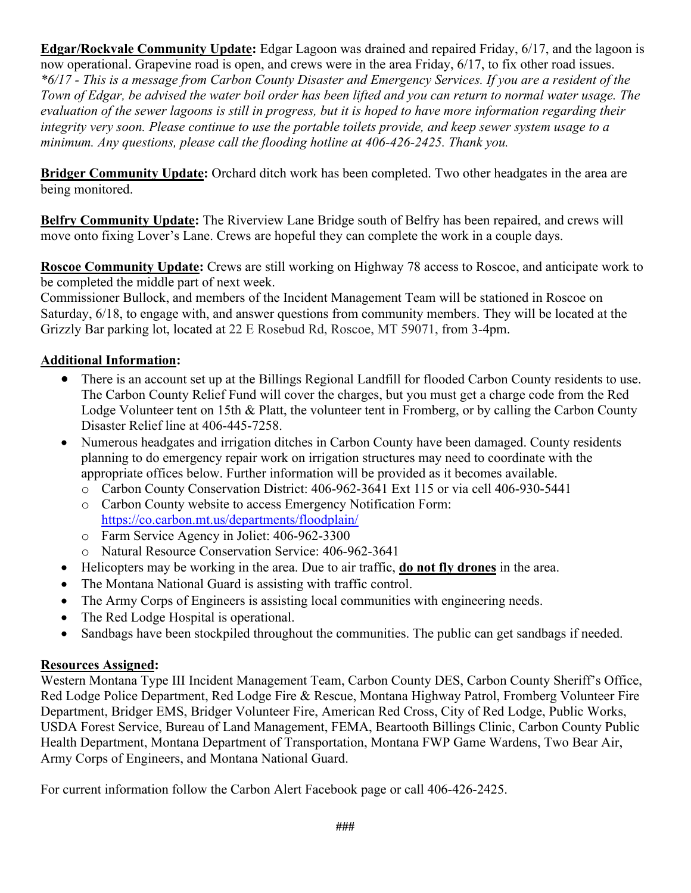**<u>Edgar/Rockvale Community Update</u>:** Edgar Lagoon was drained and repaired Friday, 6/17, and the lagoon is now operational. Grapevine road is open, and crews were in the area Friday, 6/17, to fix other road issues.
*\*6/17 - This is a message from Carbon County Disaster and Emergency Services. If you are a resident of the Town of Edgar, be advised the water boil order has been lifted and you can return to normal water usage. The evaluation of the sewer lagoons is still in progress, but it is hoped to have more information regarding their integrity very soon. Please continue to use the portable toilets provide, and keep sewer system usage to a minimum. Any questions, please call the flooding hotline at 406-426-2425. Thank you.*

**<u>Bridger Community Update</u>:** Orchard ditch work has been completed. Two other headgates in the area are being monitored.

**<u>Belfry Community Update</u>:** The Riverview Lane Bridge south of Belfry has been repaired, and crews will move onto fixing Lover's Lane. Crews are hopeful they can complete the work in a couple days.

**<u>Roscoe Community Update</u>:** Crews are still working on Highway 78 access to Roscoe, and anticipate work to be completed the middle part of next week.
Commissioner Bullock, and members of the Incident Management Team will be stationed in Roscoe on Saturday, 6/18, to engage with, and answer questions from community members. They will be located at the Grizzly Bar parking lot, located at 22 E Rosebud Rd, Roscoe, MT 59071, from 3-4pm.

**<u>Additional Information</u>:**

- There is an account set up at the Billings Regional Landfill for flooded Carbon County residents to use. The Carbon County Relief Fund will cover the charges, but you must get a charge code from the Red Lodge Volunteer tent on 15th & Platt, the volunteer tent in Fromberg, or by calling the Carbon County Disaster Relief line at 406-445-7258.
- Numerous headgates and irrigation ditches in Carbon County have been damaged. County residents planning to do emergency repair work on irrigation structures may need to coordinate with the appropriate offices below. Further information will be provided as it becomes available.
  - Carbon County Conservation District: 406-962-3641 Ext 115 or via cell 406-930-5441
  - Carbon County website to access Emergency Notification Form: https://co.carbon.mt.us/departments/floodplain/
  - Farm Service Agency in Joliet: 406-962-3300
  - Natural Resource Conservation Service: 406-962-3641
- Helicopters may be working in the area. Due to air traffic, **<u>do not fly drones</u>** in the area.
- The Montana National Guard is assisting with traffic control.
- The Army Corps of Engineers is assisting local communities with engineering needs.
- The Red Lodge Hospital is operational.
- Sandbags have been stockpiled throughout the communities. The public can get sandbags if needed.

**<u>Resources Assigned</u>:**
Western Montana Type III Incident Management Team, Carbon County DES, Carbon County Sheriff's Office, Red Lodge Police Department, Red Lodge Fire & Rescue, Montana Highway Patrol, Fromberg Volunteer Fire Department, Bridger EMS, Bridger Volunteer Fire, American Red Cross, City of Red Lodge, Public Works, USDA Forest Service, Bureau of Land Management, FEMA, Beartooth Billings Clinic, Carbon County Public Health Department, Montana Department of Transportation, Montana FWP Game Wardens, Two Bear Air, Army Corps of Engineers, and Montana National Guard.

For current information follow the Carbon Alert Facebook page or call 406-426-2425.

###